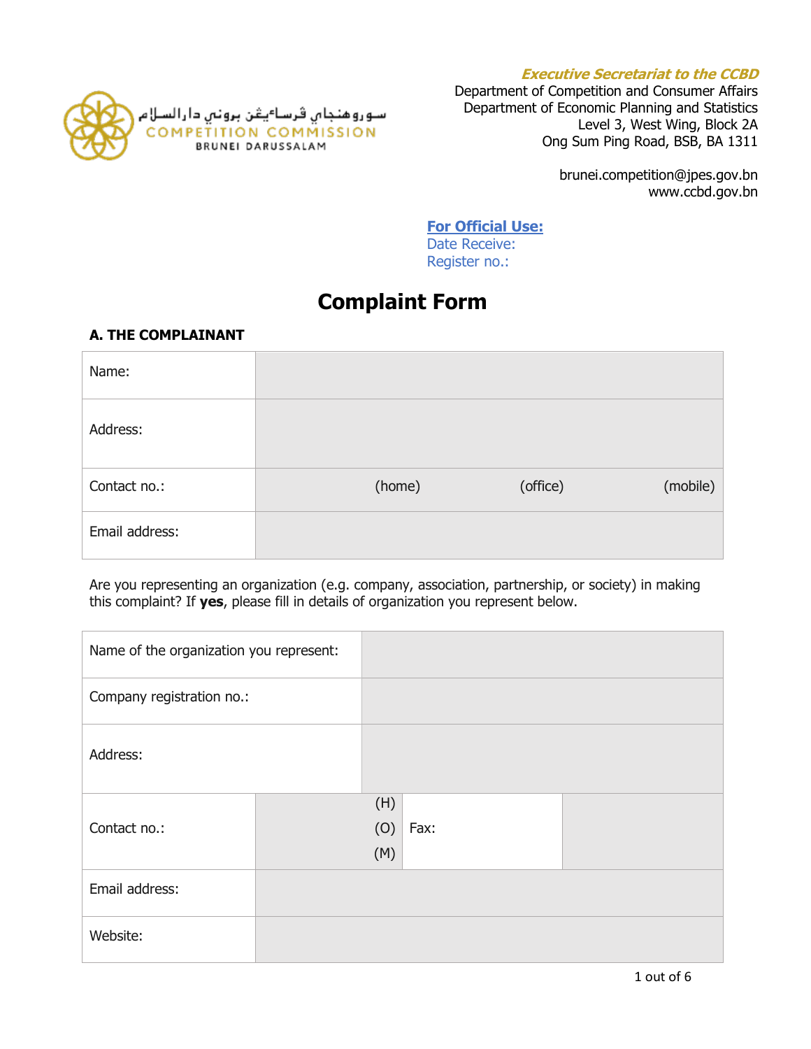سوروهنجاي ڤرساءيڠن بروني دارالسلام
COMPETITION COMMISSION
BRUNEI DARUSSALAM

***Executive Secretariat to the CCBD***
Department of Competition and Consumer Affairs
Department of Economic Planning and Statistics
Level 3, West Wing, Block 2A
Ong Sum Ping Road, BSB, BA 1311

brunei.competition@jpes.gov.bn
www.ccbd.gov.bn

**For Official Use:**
Date Receive:
Register no.:

# Complaint Form

### A. THE COMPLAINANT

| | |
|---|---|
| Name: | |
| Address: | |
| Contact no.: | (home) (office) (mobile) |
| Email address: | |

Are you representing an organization (e.g. company, association, partnership, or society) in making this complaint? If **yes**, please fill in details of organization you represent below.

| | | | |
|---|---|---|---|
| Name of the organization you represent: | | | |
| Company registration no.: | | | |
| Address: | | | |
| Contact no.: | (H) (O) (M) | Fax: | |
| Email address: | | | |
| Website: | | | |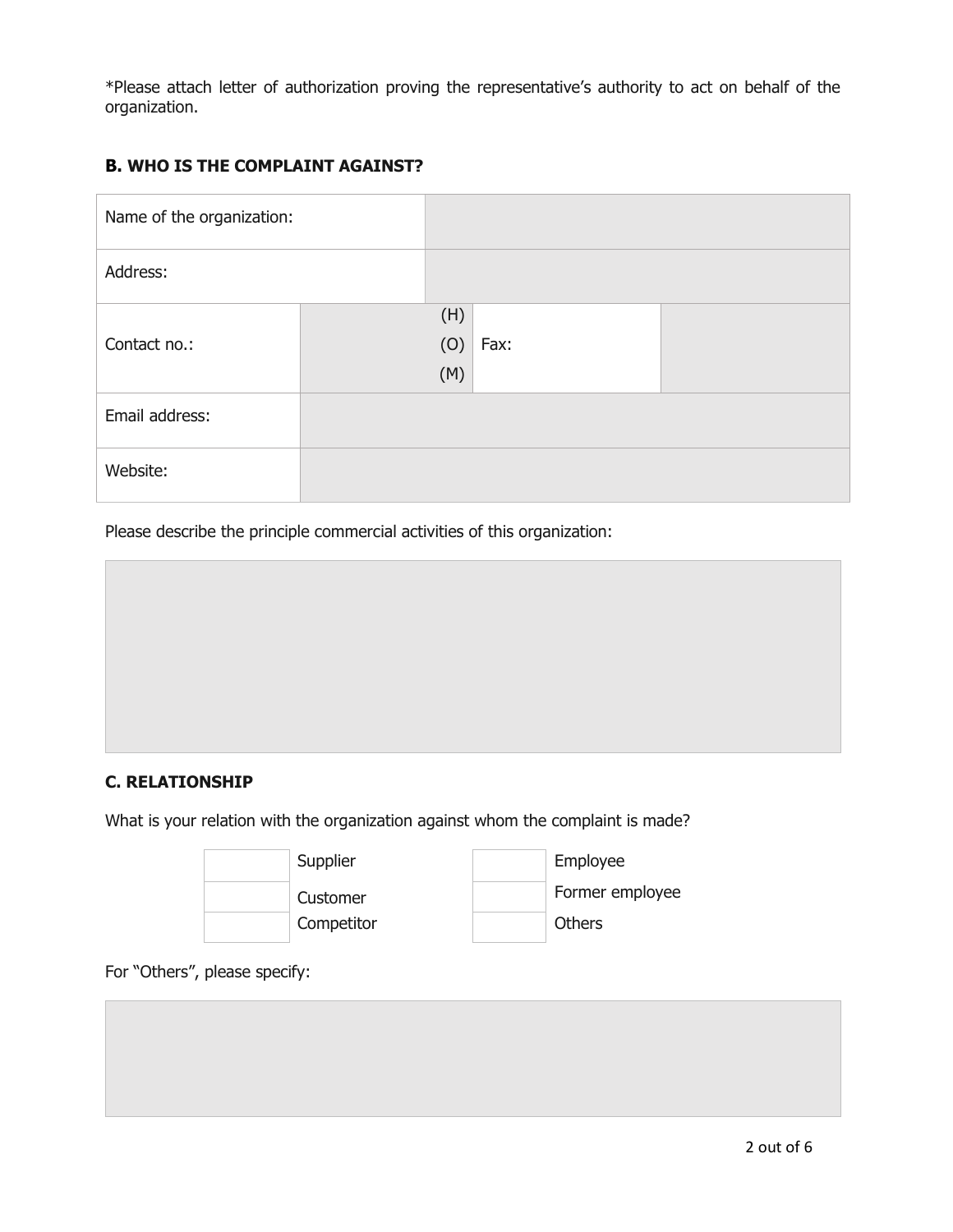*Please attach letter of authorization proving the representative's authority to act on behalf of the organization.

**B. WHO IS THE COMPLAINT AGAINST?**

| Name of the organization: | | | |
|---|---|---|---|
| Address: | | | |
| Contact no.: | (H)<br>(O)<br>(M) | Fax: | |
| Email address: | | | |
| Website: | | | |

Please describe the principle commercial activities of this organization:

| |
|---|
| |

**C. RELATIONSHIP**

What is your relation with the organization against whom the complaint is made?

| | | | |
|---|---|---|---|
| | Supplier | | Employee |
| | Customer | | Former employee |
| | Competitor | | Others |

For "Others", please specify:

| |
|---|
| |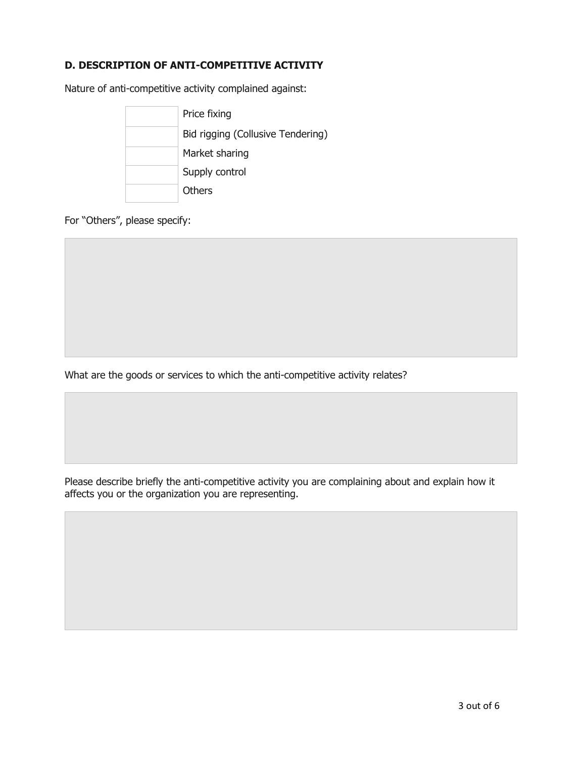**D. DESCRIPTION OF ANTI-COMPETITIVE ACTIVITY**

Nature of anti-competitive activity complained against:

| | |
|---|---|
| | Price fixing |
| | Bid rigging (Collusive Tendering) |
| | Market sharing |
| | Supply control |
| | Others |

For "Others", please specify:

What are the goods or services to which the anti-competitive activity relates?

Please describe briefly the anti-competitive activity you are complaining about and explain how it affects you or the organization you are representing.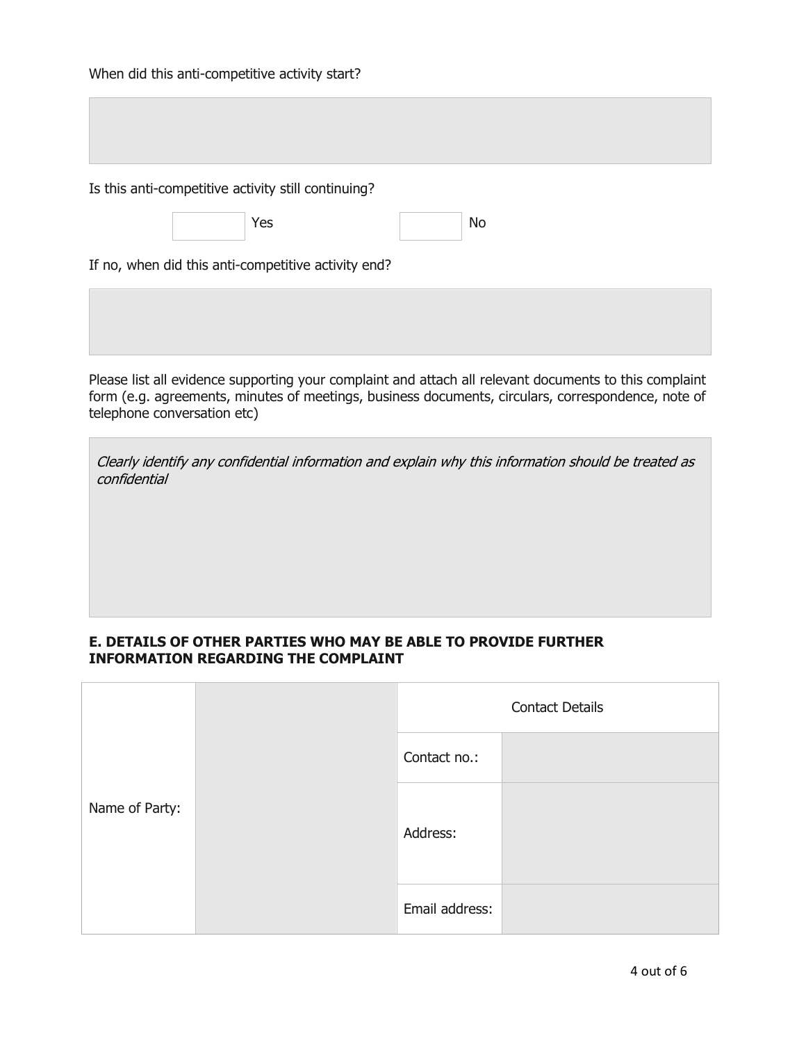When did this anti-competitive activity start?

Is this anti-competitive activity still continuing?

| | Yes | | No |
|---|---|---|---|

If no, when did this anti-competitive activity end?

Please list all evidence supporting your complaint and attach all relevant documents to this complaint form (e.g. agreements, minutes of meetings, business documents, circulars, correspondence, note of telephone conversation etc)

*Clearly identify any confidential information and explain why this information should be treated as confidential*

## E. DETAILS OF OTHER PARTIES WHO MAY BE ABLE TO PROVIDE FURTHER INFORMATION REGARDING THE COMPLAINT

| Name of Party: | | Contact Details | |
|---|---|---|---|
| | | Contact no.: | |
| | | Address: | |
| | | Email address: | |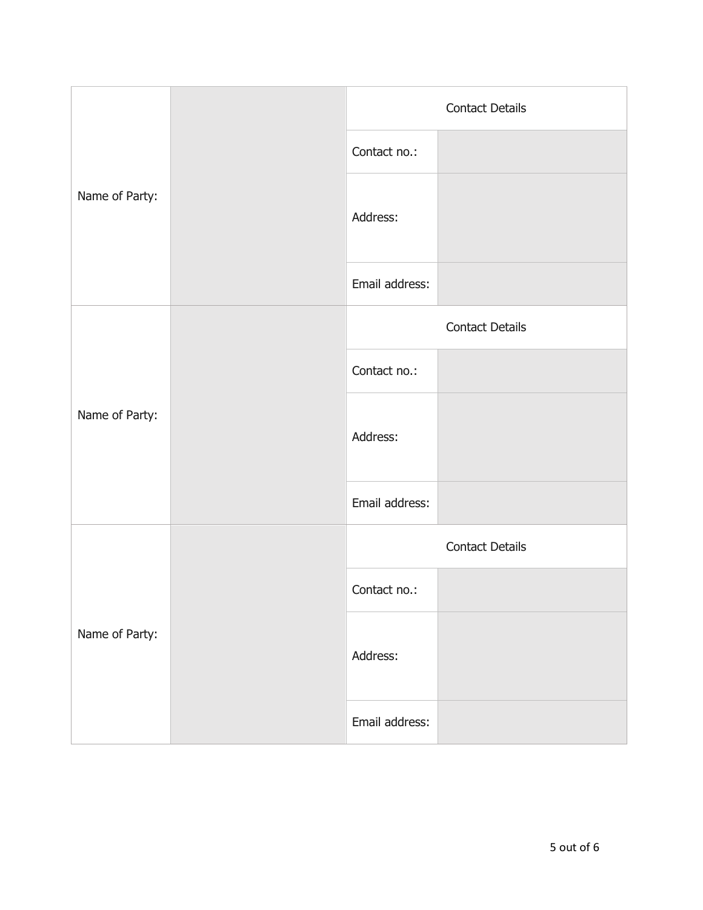| Name of Party: | | Contact Details | |
|---|---|---|---|
| | | Contact no.: | |
| | | Address: | |
| | | Email address: | |
| Name of Party: | | Contact Details | |
| | | Contact no.: | |
| | | Address: | |
| | | Email address: | |
| Name of Party: | | Contact Details | |
| | | Contact no.: | |
| | | Address: | |
| | | Email address: | |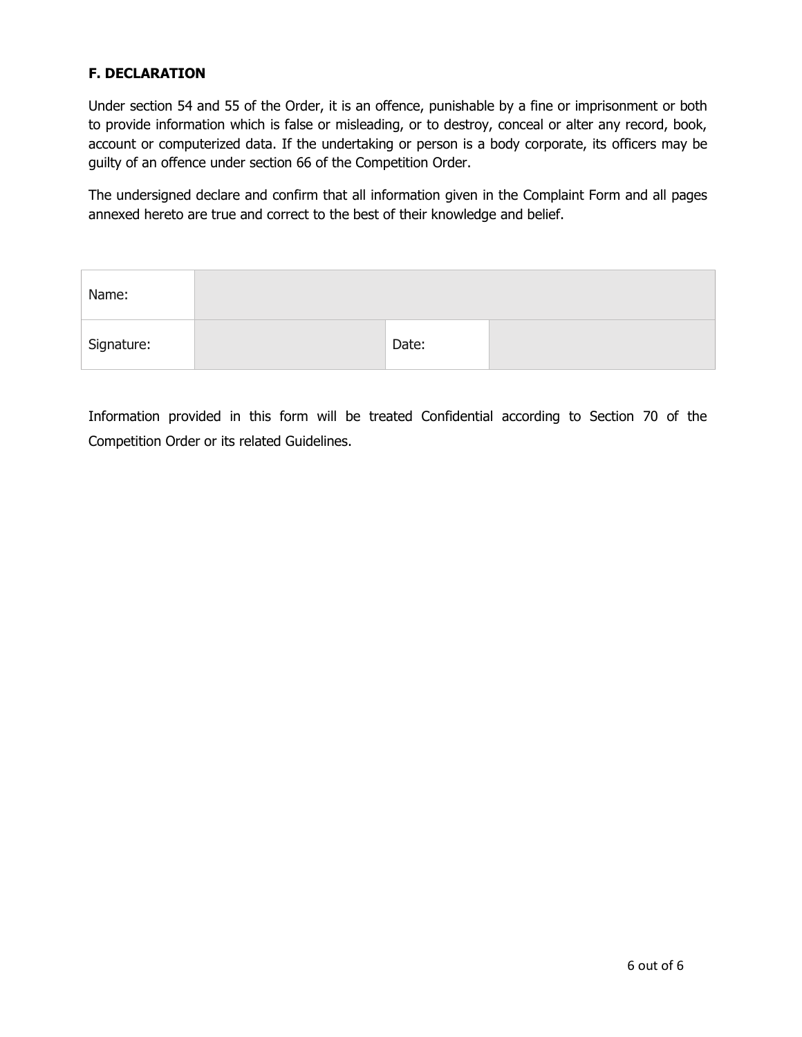**F. DECLARATION**

Under section 54 and 55 of the Order, it is an offence, punishable by a fine or imprisonment or both to provide information which is false or misleading, or to destroy, conceal or alter any record, book, account or computerized data. If the undertaking or person is a body corporate, its officers may be guilty of an offence under section 66 of the Competition Order.

The undersigned declare and confirm that all information given in the Complaint Form and all pages annexed hereto are true and correct to the best of their knowledge and belief.

| | | | |
|---|---|---|---|
| Name: | | | |
| Signature: | | Date: | |

Information provided in this form will be treated Confidential according to Section 70 of the Competition Order or its related Guidelines.